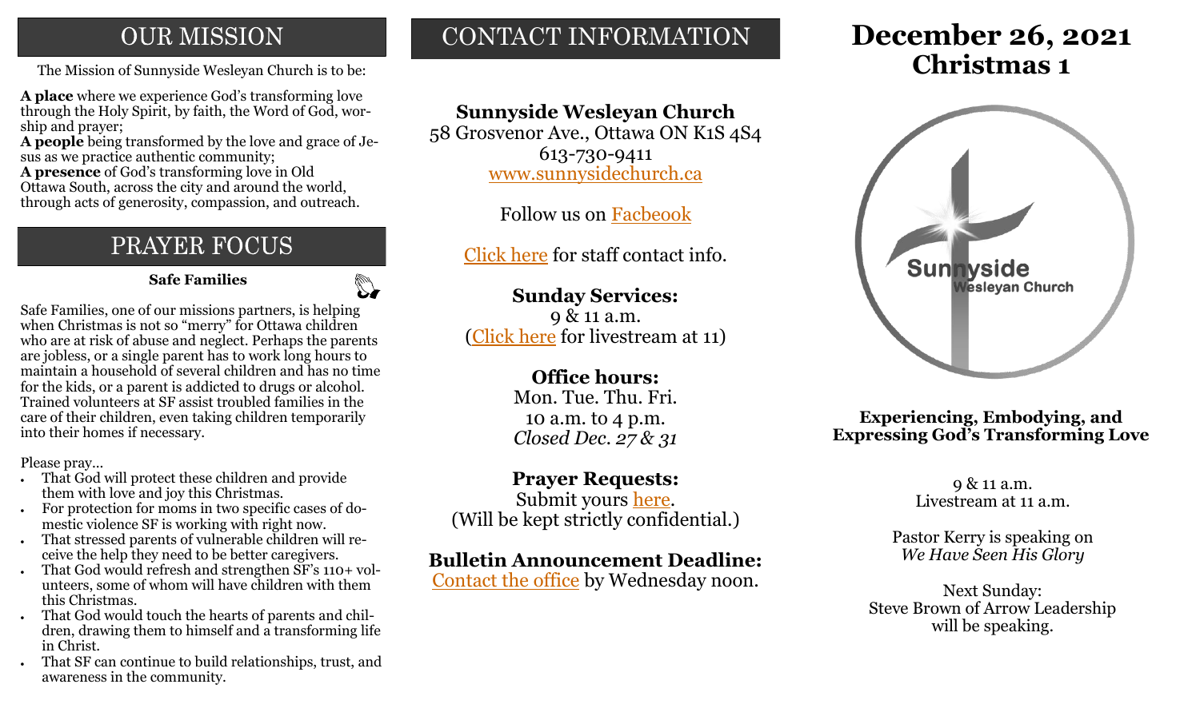## OUR MISSION

The Mission of Sunnyside Wesleyan Church is to be:

**A place** where we experience God's transforming love through the Holy Spirit, by faith, the Word of God, worship and prayer;
**A people** being transformed by the love and grace of Jesus as we practice authentic community;
**A presence** of God's transforming love in Old Ottawa South, across the city and around the world, through acts of generosity, compassion, and outreach.

## PRAYER FOCUS

**Safe Families**

Safe Families, one of our missions partners, is helping when Christmas is not so "merry" for Ottawa children who are at risk of abuse and neglect. Perhaps the parents are jobless, or a single parent has to work long hours to maintain a household of several children and has no time for the kids, or a parent is addicted to drugs or alcohol. Trained volunteers at SF assist troubled families in the care of their children, even taking children temporarily into their homes if necessary.

Please pray...

- That God will protect these children and provide them with love and joy this Christmas.
- For protection for moms in two specific cases of domestic violence SF is working with right now.
- That stressed parents of vulnerable children will receive the help they need to be better caregivers.
- That God would refresh and strengthen SF's 110+ volunteers, some of whom will have children with them this Christmas.
- That God would touch the hearts of parents and children, drawing them to himself and a transforming life in Christ.
- That SF can continue to build relationships, trust, and awareness in the community.

## CONTACT INFORMATION

**Sunnyside Wesleyan Church**
58 Grosvenor Ave., Ottawa ON K1S 4S4
613-730-9411
www.sunnysidechurch.ca

Follow us on Facbeook

Click here for staff contact info.

**Sunday Services:**
9 & 11 a.m.
(Click here for livestream at 11)

**Office hours:**
Mon. Tue. Thu. Fri.
10 a.m. to 4 p.m.
*Closed Dec. 27 & 31*

**Prayer Requests:**
Submit yours here.
(Will be kept strictly confidential.)

**Bulletin Announcement Deadline:**
Contact the office by Wednesday noon.

# December 26, 2021
# Christmas 1

Sunnyside Wesleyan Church

**Experiencing, Embodying, and Expressing God's Transforming Love**

9 & 11 a.m.
Livestream at 11 a.m.

Pastor Kerry is speaking on
*We Have Seen His Glory*

Next Sunday:
Steve Brown of Arrow Leadership
will be speaking.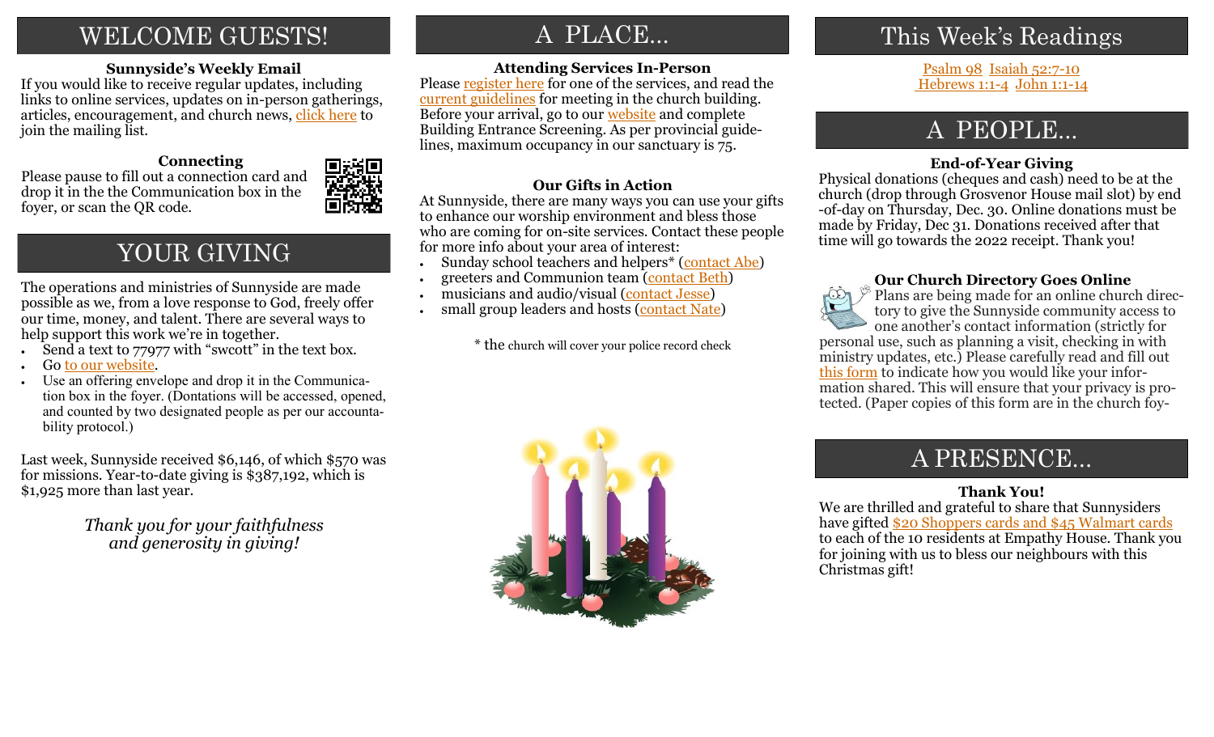# WELCOME GUESTS!

**Sunnyside's Weekly Email**

If you would like to receive regular updates, including links to online services, updates on in-person gatherings, articles, encouragement, and church news, click here to join the mailing list.

**Connecting**

Please pause to fill out a connection card and drop it in the the Communication box in the foyer, or scan the QR code.

# YOUR GIVING

The operations and ministries of Sunnyside are made possible as we, from a love response to God, freely offer our time, money, and talent. There are several ways to help support this work we're in together.

- Send a text to 77977 with "swcott" in the text box.
- Go to our website.
- Use an offering envelope and drop it in the Communication box in the foyer. (Dontations will be accessed, opened, and counted by two designated people as per our accountability protocol.)

Last week, Sunnyside received $6,146, of which $570 was for missions. Year-to-date giving is $387,192, which is $1,925 more than last year.

*Thank you for your faithfulness and generosity in giving!*

# A PLACE...

**Attending Services In-Person**

Please register here for one of the services, and read the current guidelines for meeting in the church building. Before your arrival, go to our website and complete Building Entrance Screening. As per provincial guidelines, maximum occupancy in our sanctuary is 75.

**Our Gifts in Action**

At Sunnyside, there are many ways you can use your gifts to enhance our worship environment and bless those who are coming for on-site services. Contact these people for more info about your area of interest:

- Sunday school teachers and helpers* (contact Abe)
- greeters and Communion team (contact Beth)
- musicians and audio/visual (contact Jesse)
- small group leaders and hosts (contact Nate)

\* the church will cover your police record check

# This Week's Readings

Psalm 98 Isaiah 52:7-10
Hebrews 1:1-4 John 1:1-14

# A PEOPLE...

**End-of-Year Giving**

Physical donations (cheques and cash) need to be at the church (drop through Grosvenor House mail slot) by end-of-day on Thursday, Dec. 30. Online donations must be made by Friday, Dec 31. Donations received after that time will go towards the 2022 receipt. Thank you!

**Our Church Directory Goes Online**

Plans are being made for an online church directory to give the Sunnyside community access to one another's contact information (strictly for personal use, such as planning a visit, checking in with ministry updates, etc.) Please carefully read and fill out this form to indicate how you would like your information shared. This will ensure that your privacy is protected. (Paper copies of this form are in the church foy-

# A PRESENCE...

**Thank You!**

We are thrilled and grateful to share that Sunnysiders have gifted $20 Shoppers cards and $45 Walmart cards to each of the 10 residents at Empathy House. Thank you for joining with us to bless our neighbours with this Christmas gift!